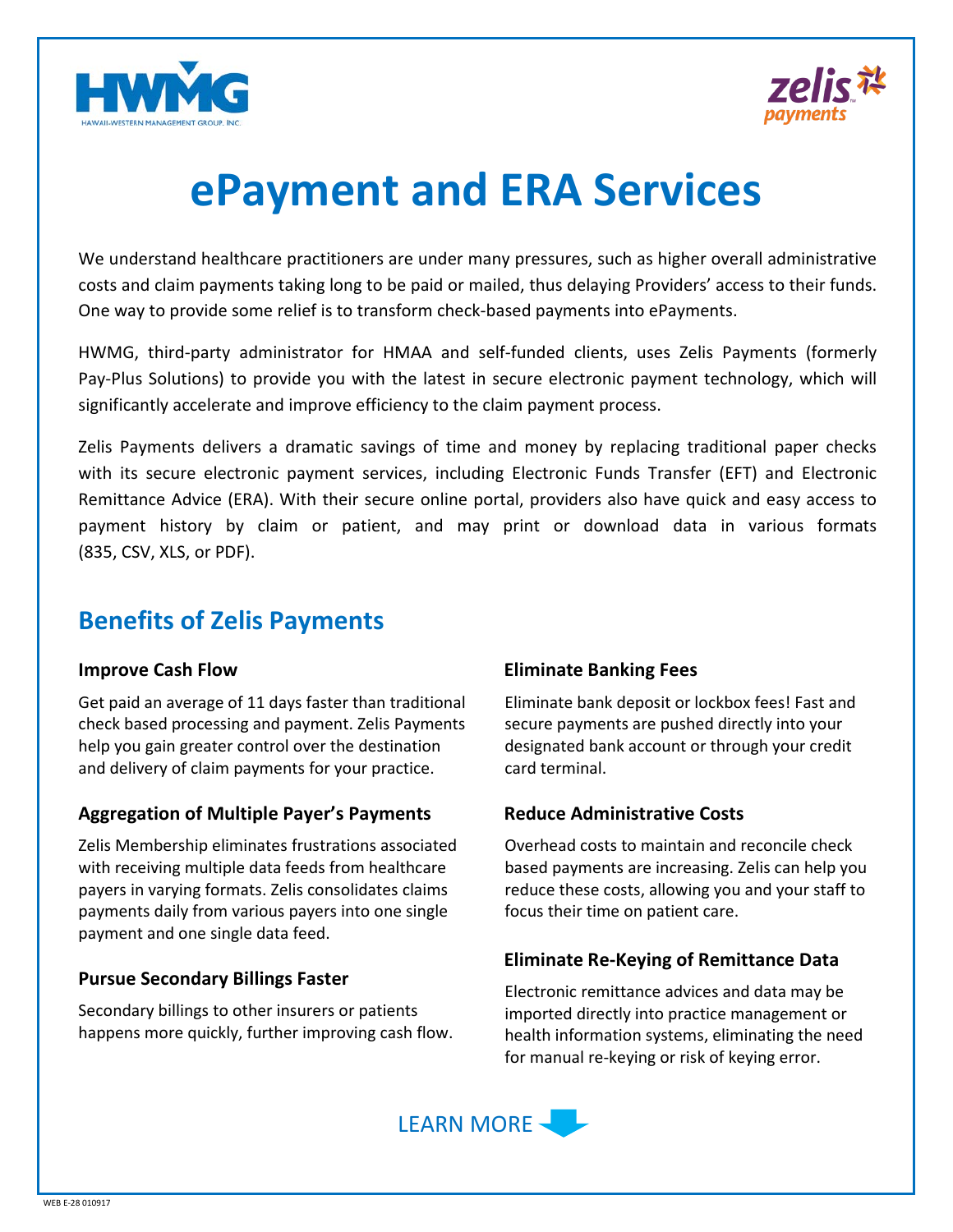# ePayment and ERA Services

We understand healthcare practitioners are under many pressures, such as higher overall administrative costs and claim payments taking long to be paid or mailed, thus delaying Providers' access to their funds. One way to provide some relief is to transform check-based payments into ePayments.

HWMG, third-party administrator for HMAA and self-funded clients, uses Zelis Payments (formerly Pay-Plus Solutions) to provide you with the latest in secure electronic payment technology, which will significantly accelerate and improve efficiency to the claim payment process.

Zelis Payments delivers a dramatic savings of time and money by replacing traditional paper checks with its secure electronic payment services, including Electronic Funds Transfer (EFT) and Electronic Remittance Advice (ERA). With their secure online portal, providers also have quick and easy access to payment history by claim or patient, and may print or download data in various formats (835, CSV, XLS, or PDF).

## Benefits of Zelis Payments

### Improve Cash Flow

Get paid an average of 11 days faster than traditional check based processing and payment. Zelis Payments help you gain greater control over the destination and delivery of claim payments for your practice.

### Aggregation of Multiple Payer's Payments

Zelis Membership eliminates frustrations associated with receiving multiple data feeds from healthcare payers in varying formats. Zelis consolidates claims payments daily from various payers into one single payment and one single data feed.

### Pursue Secondary Billings Faster

Secondary billings to other insurers or patients happens more quickly, further improving cash flow.

### Eliminate Banking Fees

Eliminate bank deposit or lockbox fees! Fast and secure payments are pushed directly into your designated bank account or through your credit card terminal.

### Reduce Administrative Costs

Overhead costs to maintain and reconcile check based payments are increasing. Zelis can help you reduce these costs, allowing you and your staff to focus their time on patient care.

### Eliminate Re-Keying of Remittance Data

Electronic remittance advices and data may be imported directly into practice management or health information systems, eliminating the need for manual re-keying or risk of keying error.

LEARN MORE

WEB E-28 010917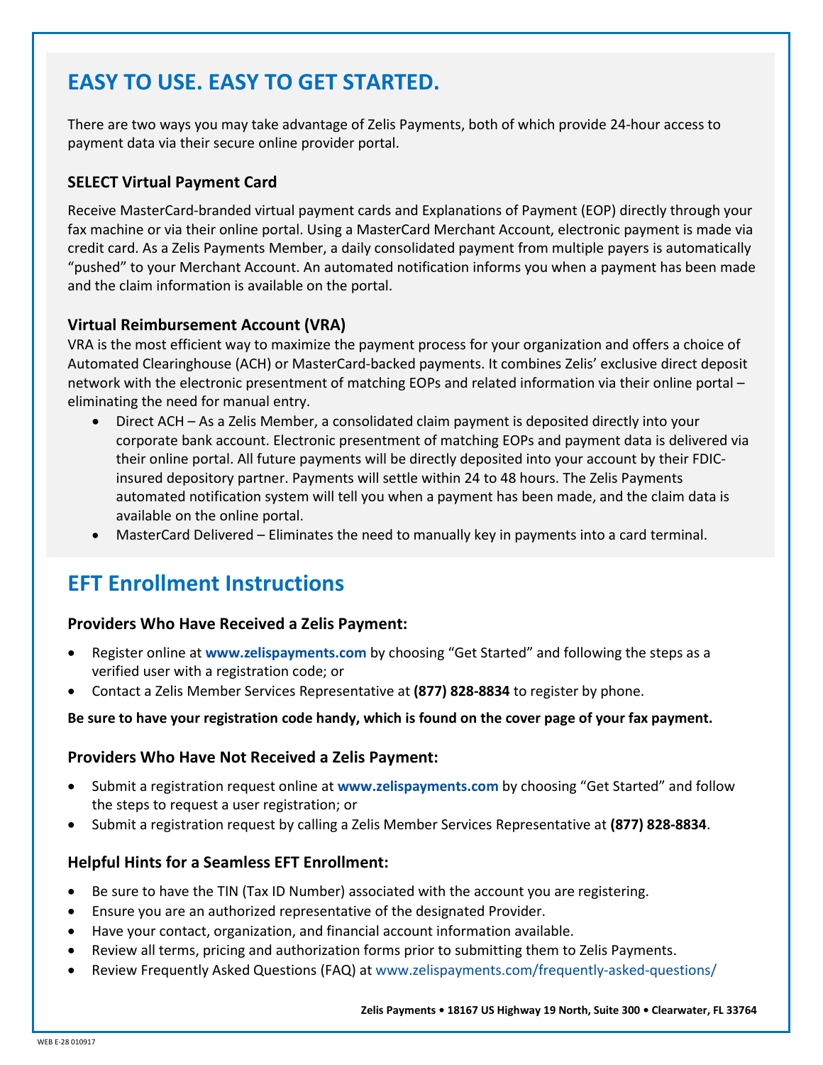## EASY TO USE. EASY TO GET STARTED.

There are two ways you may take advantage of Zelis Payments, both of which provide 24-hour access to payment data via their secure online provider portal.

### SELECT Virtual Payment Card

Receive MasterCard-branded virtual payment cards and Explanations of Payment (EOP) directly through your fax machine or via their online portal. Using a MasterCard Merchant Account, electronic payment is made via credit card. As a Zelis Payments Member, a daily consolidated payment from multiple payers is automatically "pushed" to your Merchant Account. An automated notification informs you when a payment has been made and the claim information is available on the portal.

### Virtual Reimbursement Account (VRA)

VRA is the most efficient way to maximize the payment process for your organization and offers a choice of Automated Clearinghouse (ACH) or MasterCard-backed payments. It combines Zelis' exclusive direct deposit network with the electronic presentment of matching EOPs and related information via their online portal – eliminating the need for manual entry.

- Direct ACH – As a Zelis Member, a consolidated claim payment is deposited directly into your corporate bank account. Electronic presentment of matching EOPs and payment data is delivered via their online portal. All future payments will be directly deposited into your account by their FDIC-insured depository partner. Payments will settle within 24 to 48 hours. The Zelis Payments automated notification system will tell you when a payment has been made, and the claim data is available on the online portal.
- MasterCard Delivered – Eliminates the need to manually key in payments into a card terminal.

## EFT Enrollment Instructions

### Providers Who Have Received a Zelis Payment:

- Register online at **www.zelispayments.com** by choosing "Get Started" and following the steps as a verified user with a registration code; or
- Contact a Zelis Member Services Representative at **(877) 828-8834** to register by phone.

**Be sure to have your registration code handy, which is found on the cover page of your fax payment.**

### Providers Who Have Not Received a Zelis Payment:

- Submit a registration request online at **www.zelispayments.com** by choosing "Get Started" and follow the steps to request a user registration; or
- Submit a registration request by calling a Zelis Member Services Representative at **(877) 828-8834**.

### Helpful Hints for a Seamless EFT Enrollment:

- Be sure to have the TIN (Tax ID Number) associated with the account you are registering.
- Ensure you are an authorized representative of the designated Provider.
- Have your contact, organization, and financial account information available.
- Review all terms, pricing and authorization forms prior to submitting them to Zelis Payments.
- Review Frequently Asked Questions (FAQ) at www.zelispayments.com/frequently-asked-questions/

**Zelis Payments • 18167 US Highway 19 North, Suite 300 • Clearwater, FL 33764**

WEB E-28 010917